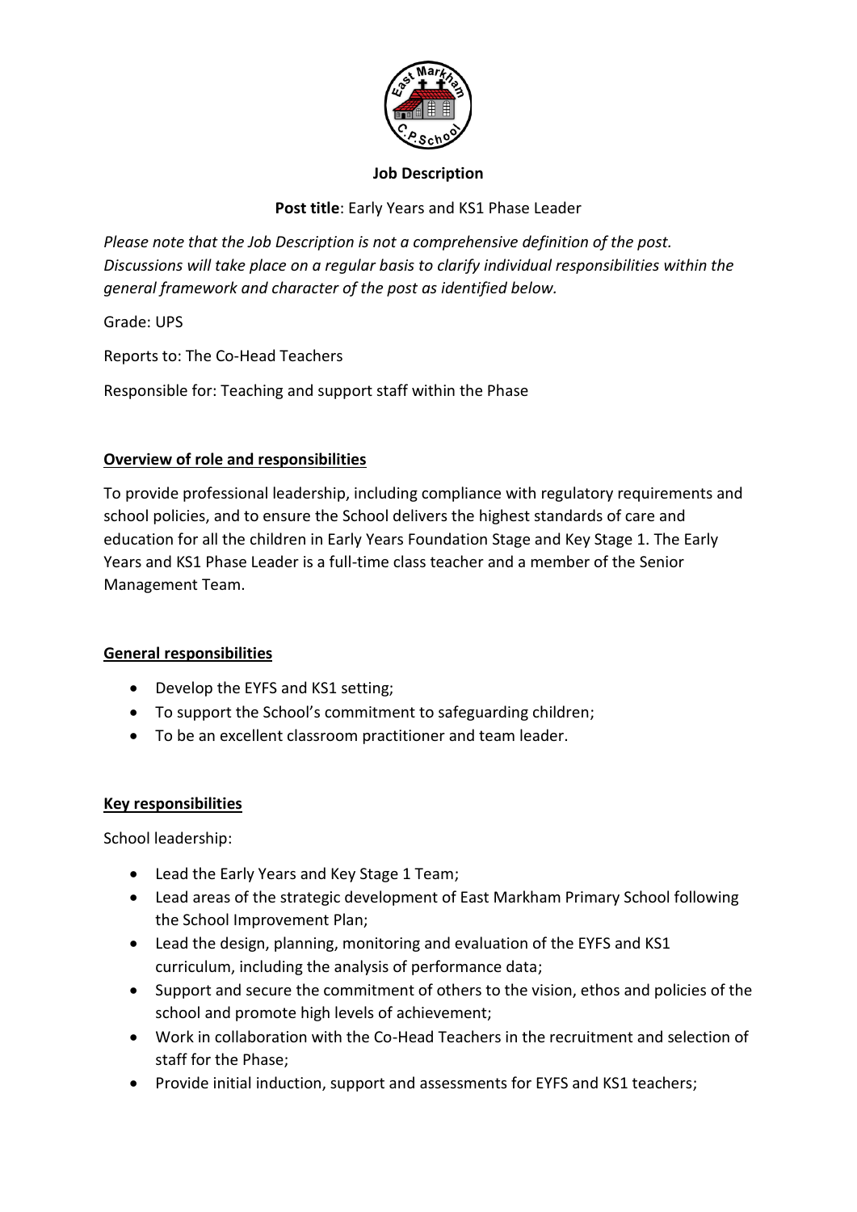**Job Description**

**Post title**: Early Years and KS1 Phase Leader

*Please note that the Job Description is not a comprehensive definition of the post. Discussions will take place on a regular basis to clarify individual responsibilities within the general framework and character of the post as identified below.*

Grade: UPS

Reports to: The Co-Head Teachers

Responsible for: Teaching and support staff within the Phase

**Overview of role and responsibilities**

To provide professional leadership, including compliance with regulatory requirements and school policies, and to ensure the School delivers the highest standards of care and education for all the children in Early Years Foundation Stage and Key Stage 1. The Early Years and KS1 Phase Leader is a full-time class teacher and a member of the Senior Management Team.

**General responsibilities**

- Develop the EYFS and KS1 setting;
- To support the School's commitment to safeguarding children;
- To be an excellent classroom practitioner and team leader.

**Key responsibilities**

School leadership:

- Lead the Early Years and Key Stage 1 Team;
- Lead areas of the strategic development of East Markham Primary School following the School Improvement Plan;
- Lead the design, planning, monitoring and evaluation of the EYFS and KS1 curriculum, including the analysis of performance data;
- Support and secure the commitment of others to the vision, ethos and policies of the school and promote high levels of achievement;
- Work in collaboration with the Co-Head Teachers in the recruitment and selection of staff for the Phase;
- Provide initial induction, support and assessments for EYFS and KS1 teachers;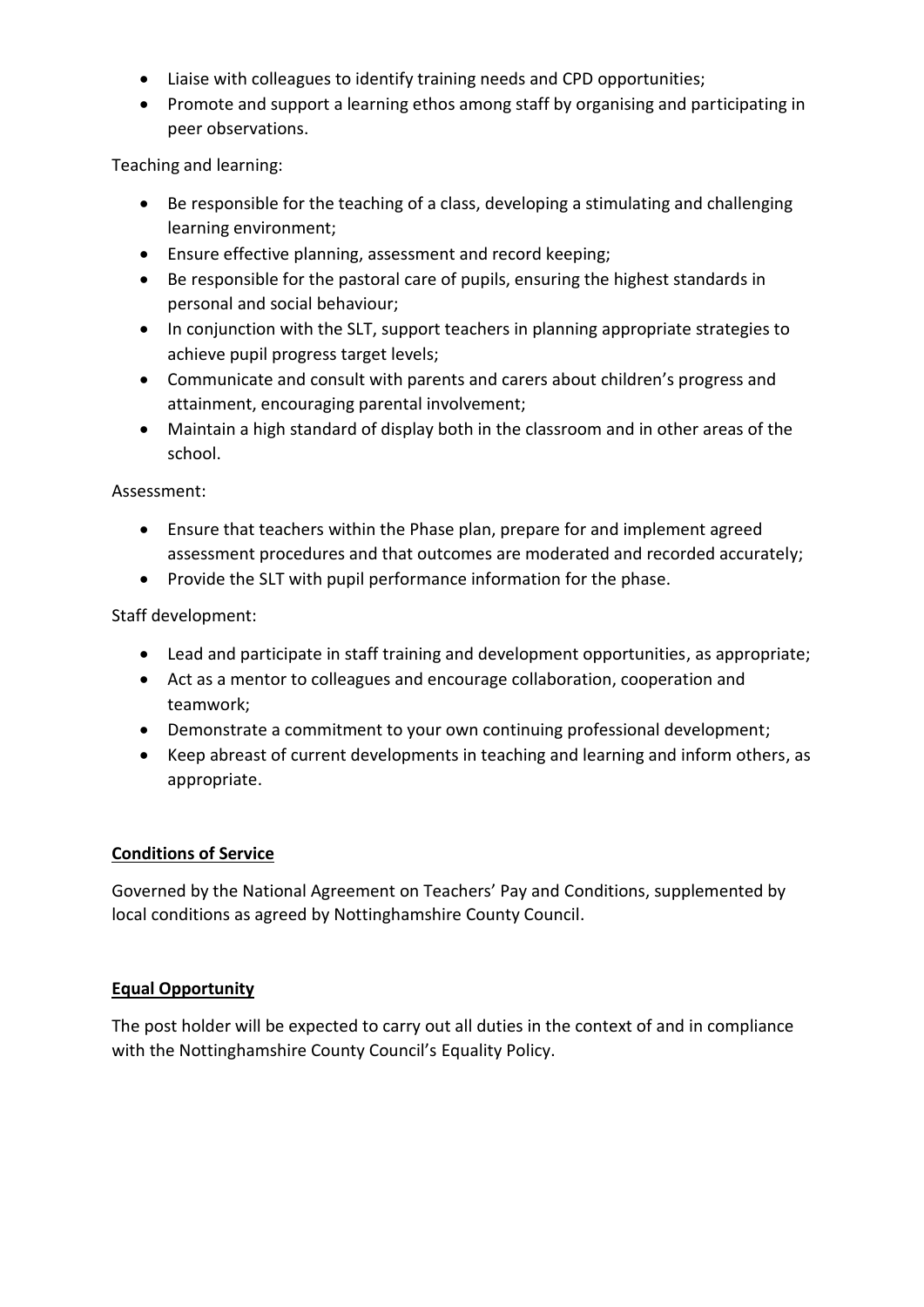- Liaise with colleagues to identify training needs and CPD opportunities;
- Promote and support a learning ethos among staff by organising and participating in peer observations.

Teaching and learning:

- Be responsible for the teaching of a class, developing a stimulating and challenging learning environment;
- Ensure effective planning, assessment and record keeping;
- Be responsible for the pastoral care of pupils, ensuring the highest standards in personal and social behaviour;
- In conjunction with the SLT, support teachers in planning appropriate strategies to achieve pupil progress target levels;
- Communicate and consult with parents and carers about children's progress and attainment, encouraging parental involvement;
- Maintain a high standard of display both in the classroom and in other areas of the school.

Assessment:

- Ensure that teachers within the Phase plan, prepare for and implement agreed assessment procedures and that outcomes are moderated and recorded accurately;
- Provide the SLT with pupil performance information for the phase.

Staff development:

- Lead and participate in staff training and development opportunities, as appropriate;
- Act as a mentor to colleagues and encourage collaboration, cooperation and teamwork;
- Demonstrate a commitment to your own continuing professional development;
- Keep abreast of current developments in teaching and learning and inform others, as appropriate.

## Conditions of Service

Governed by the National Agreement on Teachers' Pay and Conditions, supplemented by local conditions as agreed by Nottinghamshire County Council.

## Equal Opportunity

The post holder will be expected to carry out all duties in the context of and in compliance with the Nottinghamshire County Council's Equality Policy.